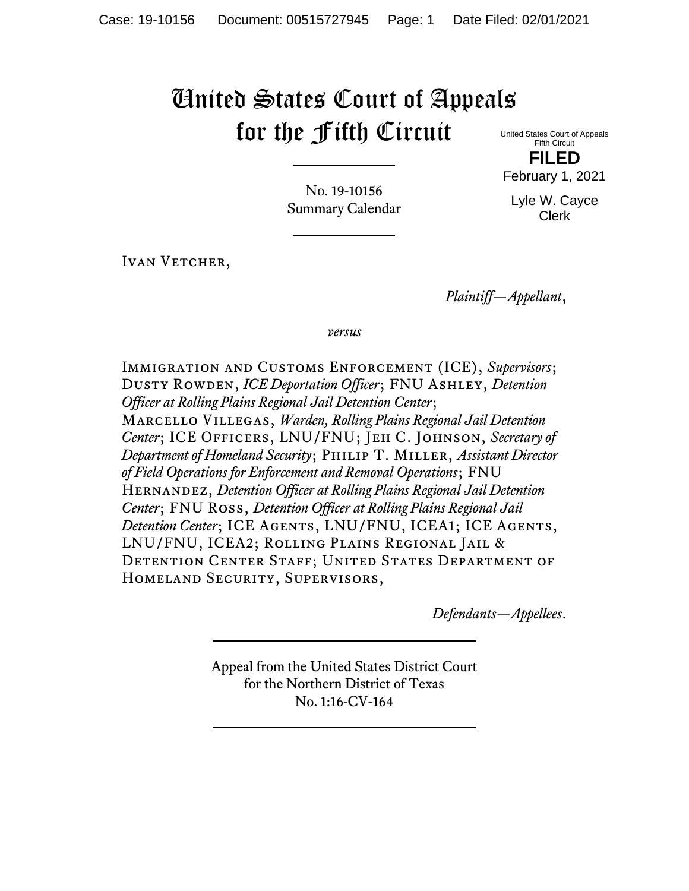# United States Court of Appeals for the Fifth Circuit

United States Court of Appeals
Fifth Circuit

**FILED**

February 1, 2021

Lyle W. Cayce
Clerk

No. 19-10156
Summary Calendar

Ivan Vetcher,

*Plaintiff—Appellant*,

*versus*

Immigration and Customs Enforcement (ICE), *Supervisors*; Dusty Rowden, *ICE Deportation Officer*; FNU Ashley, *Detention Officer at Rolling Plains Regional Jail Detention Center*; Marcello Villegas, *Warden, Rolling Plains Regional Jail Detention Center*; ICE Officers, LNU/FNU; Jeh C. Johnson, *Secretary of Department of Homeland Security*; Philip T. Miller, *Assistant Director of Field Operations for Enforcement and Removal Operations*; FNU Hernandez, *Detention Officer at Rolling Plains Regional Jail Detention Center*; FNU Ross, *Detention Officer at Rolling Plains Regional Jail Detention Center*; ICE Agents, LNU/FNU, ICEA1; ICE Agents, LNU/FNU, ICEA2; Rolling Plains Regional Jail & Detention Center Staff; United States Department of Homeland Security, Supervisors,

*Defendants—Appellees*.

Appeal from the United States District Court
for the Northern District of Texas
No. 1:16-CV-164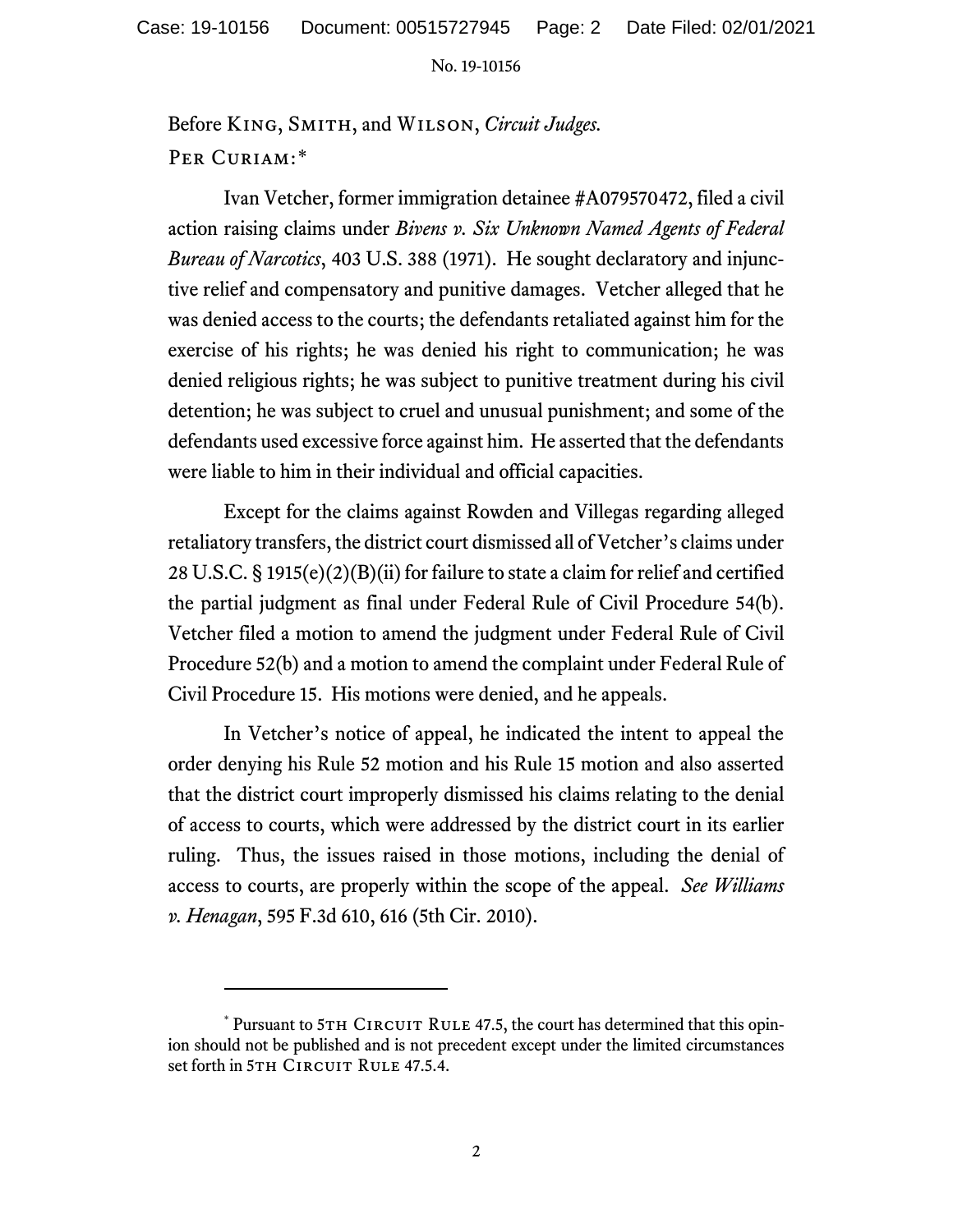Before King, Smith, and Wilson, *Circuit Judges.*

Per Curiam:*

Ivan Vetcher, former immigration detainee #A079570472, filed a civil action raising claims under *Bivens v. Six Unknown Named Agents of Federal Bureau of Narcotics*, 403 U.S. 388 (1971). He sought declaratory and injunctive relief and compensatory and punitive damages. Vetcher alleged that he was denied access to the courts; the defendants retaliated against him for the exercise of his rights; he was denied his right to communication; he was denied religious rights; he was subject to punitive treatment during his civil detention; he was subject to cruel and unusual punishment; and some of the defendants used excessive force against him. He asserted that the defendants were liable to him in their individual and official capacities.

Except for the claims against Rowden and Villegas regarding alleged retaliatory transfers, the district court dismissed all of Vetcher's claims under 28 U.S.C. § 1915(e)(2)(B)(ii) for failure to state a claim for relief and certified the partial judgment as final under Federal Rule of Civil Procedure 54(b). Vetcher filed a motion to amend the judgment under Federal Rule of Civil Procedure 52(b) and a motion to amend the complaint under Federal Rule of Civil Procedure 15. His motions were denied, and he appeals.

In Vetcher's notice of appeal, he indicated the intent to appeal the order denying his Rule 52 motion and his Rule 15 motion and also asserted that the district court improperly dismissed his claims relating to the denial of access to courts, which were addressed by the district court in its earlier ruling. Thus, the issues raised in those motions, including the denial of access to courts, are properly within the scope of the appeal. *See Williams v. Henagan*, 595 F.3d 610, 616 (5th Cir. 2010).

---

\* Pursuant to 5th Circuit Rule 47.5, the court has determined that this opinion should not be published and is not precedent except under the limited circumstances set forth in 5th Circuit Rule 47.5.4.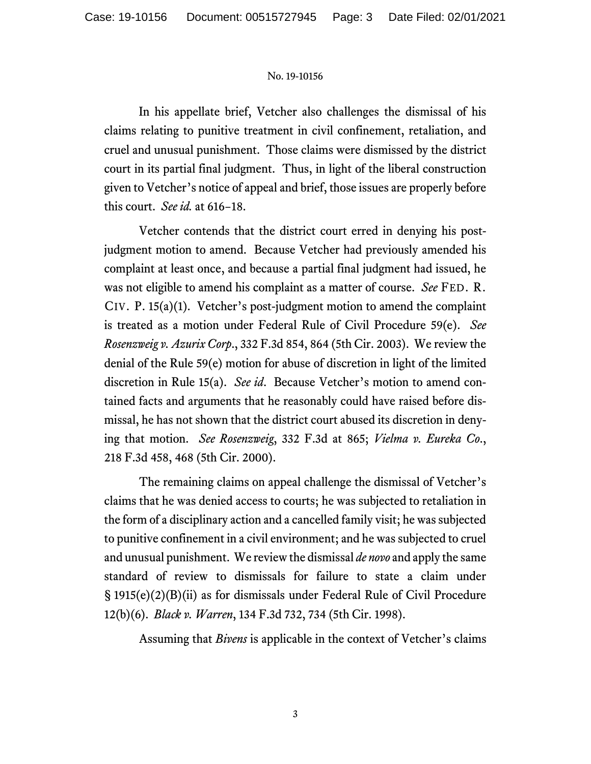In his appellate brief, Vetcher also challenges the dismissal of his claims relating to punitive treatment in civil confinement, retaliation, and cruel and unusual punishment. Those claims were dismissed by the district court in its partial final judgment. Thus, in light of the liberal construction given to Vetcher's notice of appeal and brief, those issues are properly before this court. *See id.* at 616–18.

Vetcher contends that the district court erred in denying his post-judgment motion to amend. Because Vetcher had previously amended his complaint at least once, and because a partial final judgment had issued, he was not eligible to amend his complaint as a matter of course. *See* FED. R. CIV. P. 15(a)(1). Vetcher's post-judgment motion to amend the complaint is treated as a motion under Federal Rule of Civil Procedure 59(e). *See Rosenzweig v. Azurix Corp.*, 332 F.3d 854, 864 (5th Cir. 2003). We review the denial of the Rule 59(e) motion for abuse of discretion in light of the limited discretion in Rule 15(a). *See id*. Because Vetcher's motion to amend contained facts and arguments that he reasonably could have raised before dismissal, he has not shown that the district court abused its discretion in denying that motion. *See Rosenzweig*, 332 F.3d at 865; *Vielma v. Eureka Co.*, 218 F.3d 458, 468 (5th Cir. 2000).

The remaining claims on appeal challenge the dismissal of Vetcher's claims that he was denied access to courts; he was subjected to retaliation in the form of a disciplinary action and a cancelled family visit; he was subjected to punitive confinement in a civil environment; and he was subjected to cruel and unusual punishment. We review the dismissal *de novo* and apply the same standard of review to dismissals for failure to state a claim under § 1915(e)(2)(B)(ii) as for dismissals under Federal Rule of Civil Procedure 12(b)(6). *Black v. Warren*, 134 F.3d 732, 734 (5th Cir. 1998).

Assuming that *Bivens* is applicable in the context of Vetcher's claims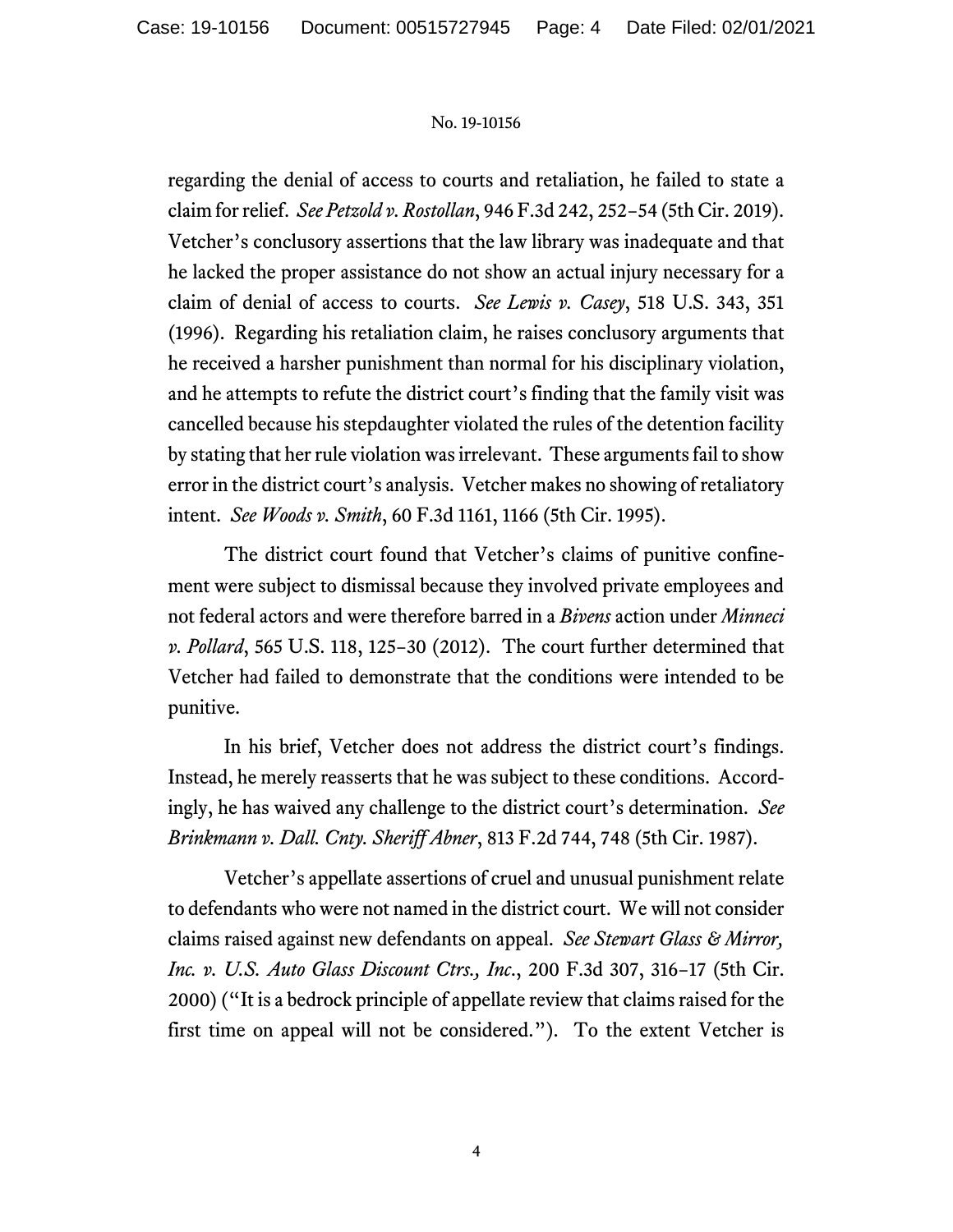regarding the denial of access to courts and retaliation, he failed to state a claim for relief. *See Petzold v. Rostollan*, 946 F.3d 242, 252–54 (5th Cir. 2019). Vetcher's conclusory assertions that the law library was inadequate and that he lacked the proper assistance do not show an actual injury necessary for a claim of denial of access to courts. *See Lewis v. Casey*, 518 U.S. 343, 351 (1996). Regarding his retaliation claim, he raises conclusory arguments that he received a harsher punishment than normal for his disciplinary violation, and he attempts to refute the district court's finding that the family visit was cancelled because his stepdaughter violated the rules of the detention facility by stating that her rule violation was irrelevant. These arguments fail to show error in the district court's analysis. Vetcher makes no showing of retaliatory intent. *See Woods v. Smith*, 60 F.3d 1161, 1166 (5th Cir. 1995).

The district court found that Vetcher's claims of punitive confinement were subject to dismissal because they involved private employees and not federal actors and were therefore barred in a *Bivens* action under *Minneci v. Pollard*, 565 U.S. 118, 125–30 (2012). The court further determined that Vetcher had failed to demonstrate that the conditions were intended to be punitive.

In his brief, Vetcher does not address the district court's findings. Instead, he merely reasserts that he was subject to these conditions. Accordingly, he has waived any challenge to the district court's determination. *See Brinkmann v. Dall. Cnty. Sheriff Abner*, 813 F.2d 744, 748 (5th Cir. 1987).

Vetcher's appellate assertions of cruel and unusual punishment relate to defendants who were not named in the district court. We will not consider claims raised against new defendants on appeal. *See Stewart Glass & Mirror, Inc. v. U.S. Auto Glass Discount Ctrs., Inc.*, 200 F.3d 307, 316–17 (5th Cir. 2000) ("It is a bedrock principle of appellate review that claims raised for the first time on appeal will not be considered."). To the extent Vetcher is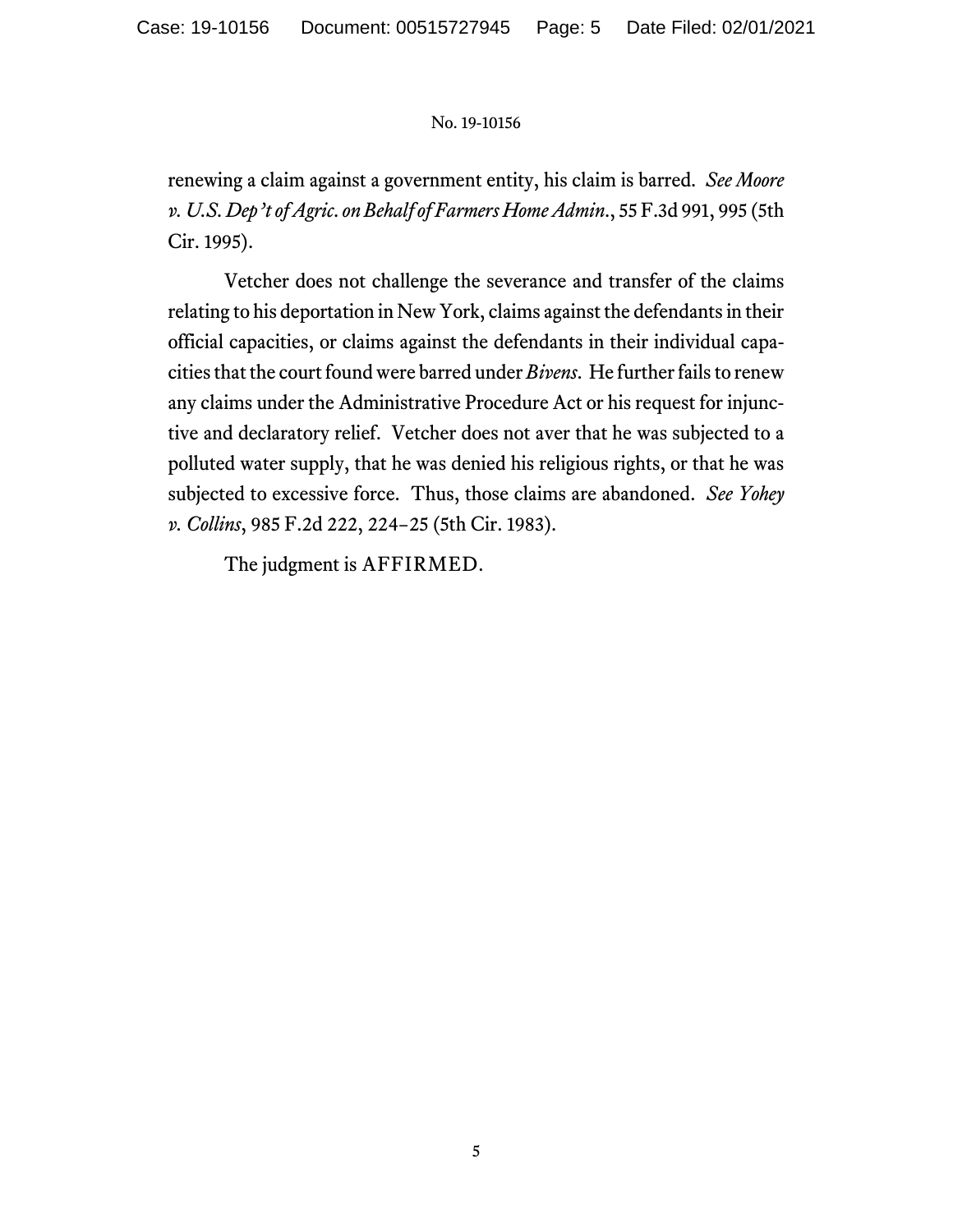renewing a claim against a government entity, his claim is barred. *See Moore v. U.S. Dep't of Agric. on Behalf of Farmers Home Admin.*, 55 F.3d 991, 995 (5th Cir. 1995).

Vetcher does not challenge the severance and transfer of the claims relating to his deportation in New York, claims against the defendants in their official capacities, or claims against the defendants in their individual capacities that the court found were barred under *Bivens*. He further fails to renew any claims under the Administrative Procedure Act or his request for injunctive and declaratory relief. Vetcher does not aver that he was subjected to a polluted water supply, that he was denied his religious rights, or that he was subjected to excessive force. Thus, those claims are abandoned. *See Yohey v. Collins*, 985 F.2d 222, 224–25 (5th Cir. 1983).

The judgment is AFFIRMED.